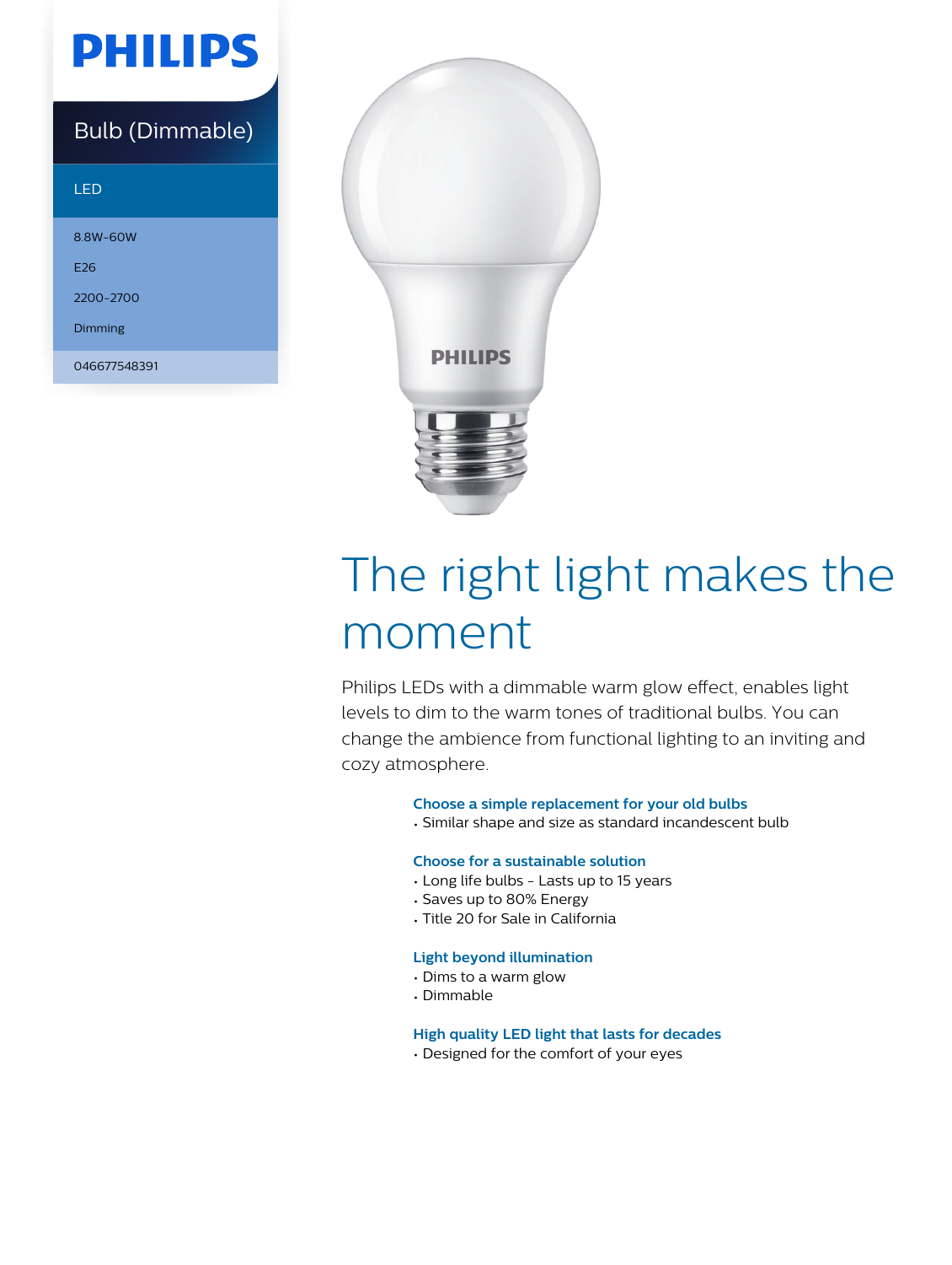PHILIPS

Bulb (Dimmable)

LED

8.8W-60W

E26

2200-2700

Dimming

046677548391

# The right light makes the moment

Philips LEDs with a dimmable warm glow effect, enables light levels to dim to the warm tones of traditional bulbs. You can change the ambience from functional lighting to an inviting and cozy atmosphere.

### Choose a simple replacement for your old bulbs

- Similar shape and size as standard incandescent bulb

### Choose for a sustainable solution

- Long life bulbs - Lasts up to 15 years
- Saves up to 80% Energy
- Title 20 for Sale in California

### Light beyond illumination

- Dims to a warm glow
- Dimmable

### High quality LED light that lasts for decades

- Designed for the comfort of your eyes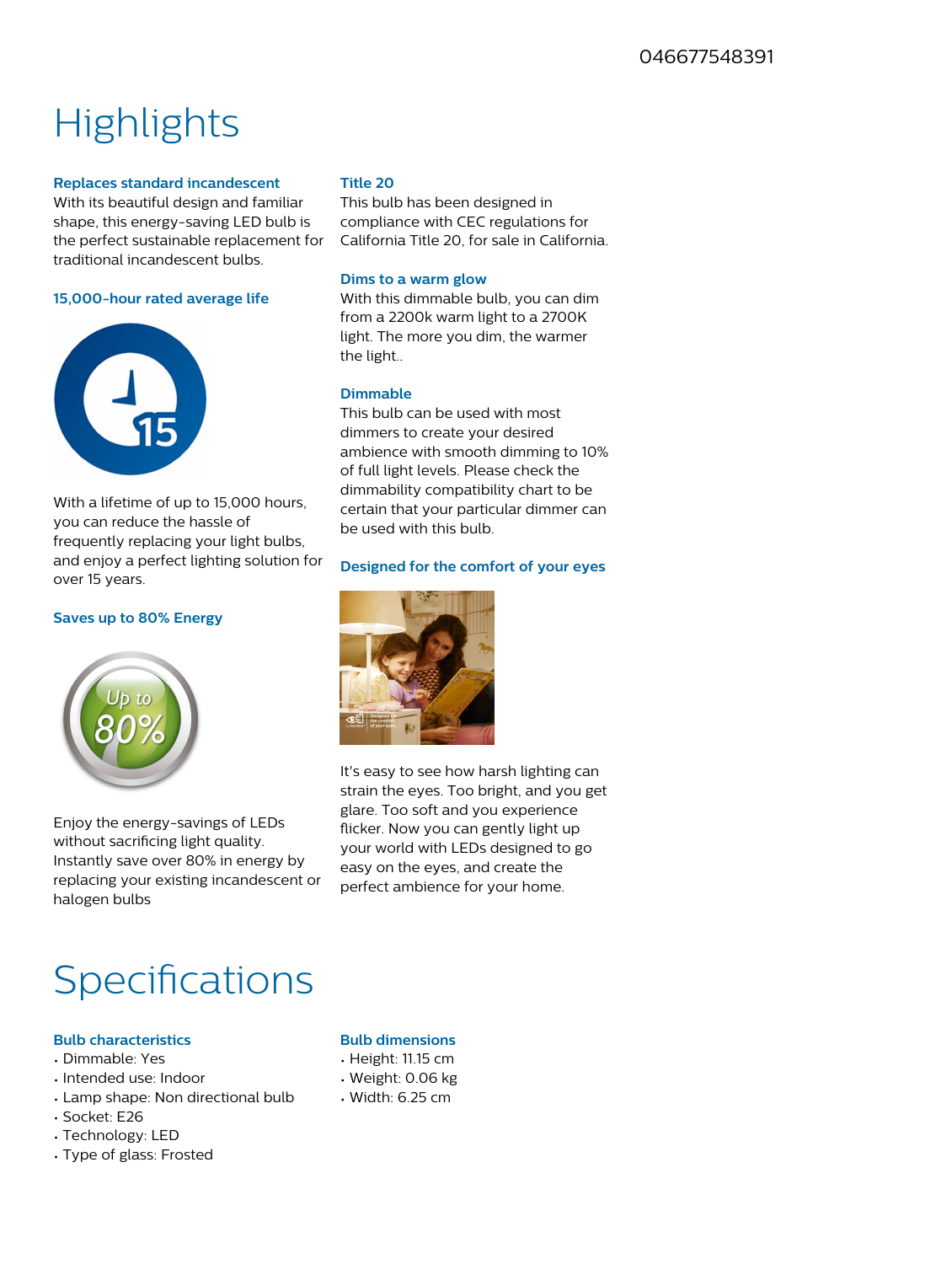046677548391

# Highlights

### Replaces standard incandescent

With its beautiful design and familiar shape, this energy-saving LED bulb is the perfect sustainable replacement for traditional incandescent bulbs.

### 15,000-hour rated average life

With a lifetime of up to 15,000 hours, you can reduce the hassle of frequently replacing your light bulbs, and enjoy a perfect lighting solution for over 15 years.

### Saves up to 80% Energy

Enjoy the energy-savings of LEDs without sacrificing light quality. Instantly save over 80% in energy by replacing your existing incandescent or halogen bulbs

### Title 20

This bulb has been designed in compliance with CEC regulations for California Title 20, for sale in California.

### Dims to a warm glow

With this dimmable bulb, you can dim from a 2200k warm light to a 2700K light. The more you dim, the warmer the light..

### Dimmable

This bulb can be used with most dimmers to create your desired ambience with smooth dimming to 10% of full light levels. Please check the dimmability compatibility chart to be certain that your particular dimmer can be used with this bulb.

### Designed for the comfort of your eyes

It's easy to see how harsh lighting can strain the eyes. Too bright, and you get glare. Too soft and you experience flicker. Now you can gently light up your world with LEDs designed to go easy on the eyes, and create the perfect ambience for your home.

# Specifications

### Bulb characteristics

- Dimmable: Yes
- Intended use: Indoor
- Lamp shape: Non directional bulb
- Socket: E26
- Technology: LED
- Type of glass: Frosted

### Bulb dimensions

- Height: 11.15 cm
- Weight: 0.06 kg
- Width: 6.25 cm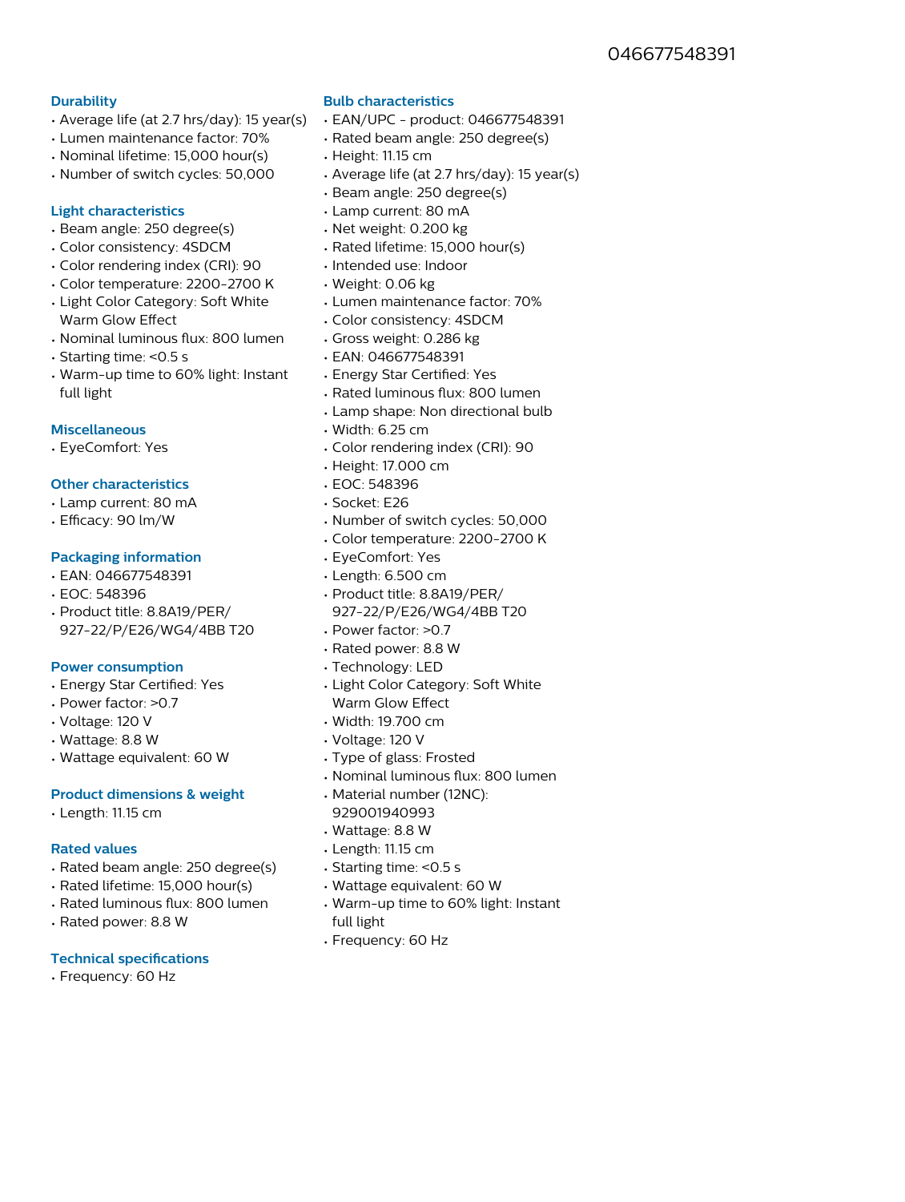046677548391

## Durability

- Average life (at 2.7 hrs/day): 15 year(s)
- Lumen maintenance factor: 70%
- Nominal lifetime: 15,000 hour(s)
- Number of switch cycles: 50,000

## Light characteristics

- Beam angle: 250 degree(s)
- Color consistency: 4SDCM
- Color rendering index (CRI): 90
- Color temperature: 2200-2700 K
- Light Color Category: Soft White Warm Glow Effect
- Nominal luminous flux: 800 lumen
- Starting time: <0.5 s
- Warm-up time to 60% light: Instant full light

## Miscellaneous

- EyeComfort: Yes

## Other characteristics

- Lamp current: 80 mA
- Efficacy: 90 lm/W

## Packaging information

- EAN: 046677548391
- EOC: 548396
- Product title: 8.8A19/PER/927-22/P/E26/WG4/4BB T20

## Power consumption

- Energy Star Certified: Yes
- Power factor: >0.7
- Voltage: 120 V
- Wattage: 8.8 W
- Wattage equivalent: 60 W

## Product dimensions & weight

- Length: 11.15 cm

## Rated values

- Rated beam angle: 250 degree(s)
- Rated lifetime: 15,000 hour(s)
- Rated luminous flux: 800 lumen
- Rated power: 8.8 W

## Technical specifications

- Frequency: 60 Hz

## Bulb characteristics

- EAN/UPC - product: 046677548391
- Rated beam angle: 250 degree(s)
- Height: 11.15 cm
- Average life (at 2.7 hrs/day): 15 year(s)
- Beam angle: 250 degree(s)
- Lamp current: 80 mA
- Net weight: 0.200 kg
- Rated lifetime: 15,000 hour(s)
- Intended use: Indoor
- Weight: 0.06 kg
- Lumen maintenance factor: 70%
- Color consistency: 4SDCM
- Gross weight: 0.286 kg
- EAN: 046677548391
- Energy Star Certified: Yes
- Rated luminous flux: 800 lumen
- Lamp shape: Non directional bulb
- Width: 6.25 cm
- Color rendering index (CRI): 90
- Height: 17.000 cm
- EOC: 548396
- Socket: E26
- Number of switch cycles: 50,000
- Color temperature: 2200-2700 K
- EyeComfort: Yes
- Length: 6.500 cm
- Product title: 8.8A19/PER/927-22/P/E26/WG4/4BB T20
- Power factor: >0.7
- Rated power: 8.8 W
- Technology: LED
- Light Color Category: Soft White Warm Glow Effect
- Width: 19.700 cm
- Voltage: 120 V
- Type of glass: Frosted
- Nominal luminous flux: 800 lumen
- Material number (12NC): 929001940993
- Wattage: 8.8 W
- Length: 11.15 cm
- Starting time: <0.5 s
- Wattage equivalent: 60 W
- Warm-up time to 60% light: Instant full light
- Frequency: 60 Hz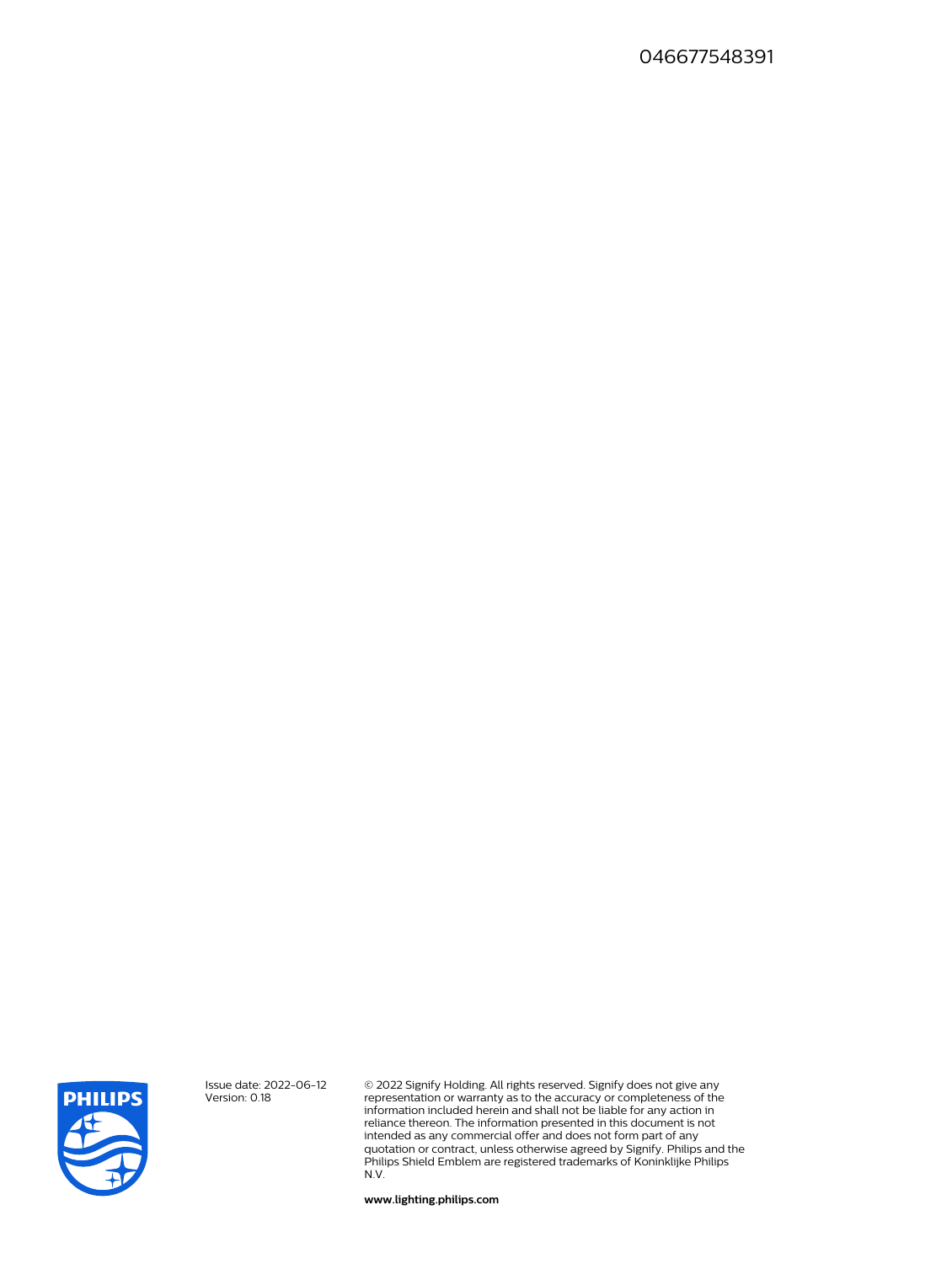046677548391

Issue date: 2022-06-12
Version: 0.18

© 2022 Signify Holding. All rights reserved. Signify does not give any representation or warranty as to the accuracy or completeness of the information included herein and shall not be liable for any action in reliance thereon. The information presented in this document is not intended as any commercial offer and does not form part of any quotation or contract, unless otherwise agreed by Signify. Philips and the Philips Shield Emblem are registered trademarks of Koninklijke Philips N.V.

**www.lighting.philips.com**